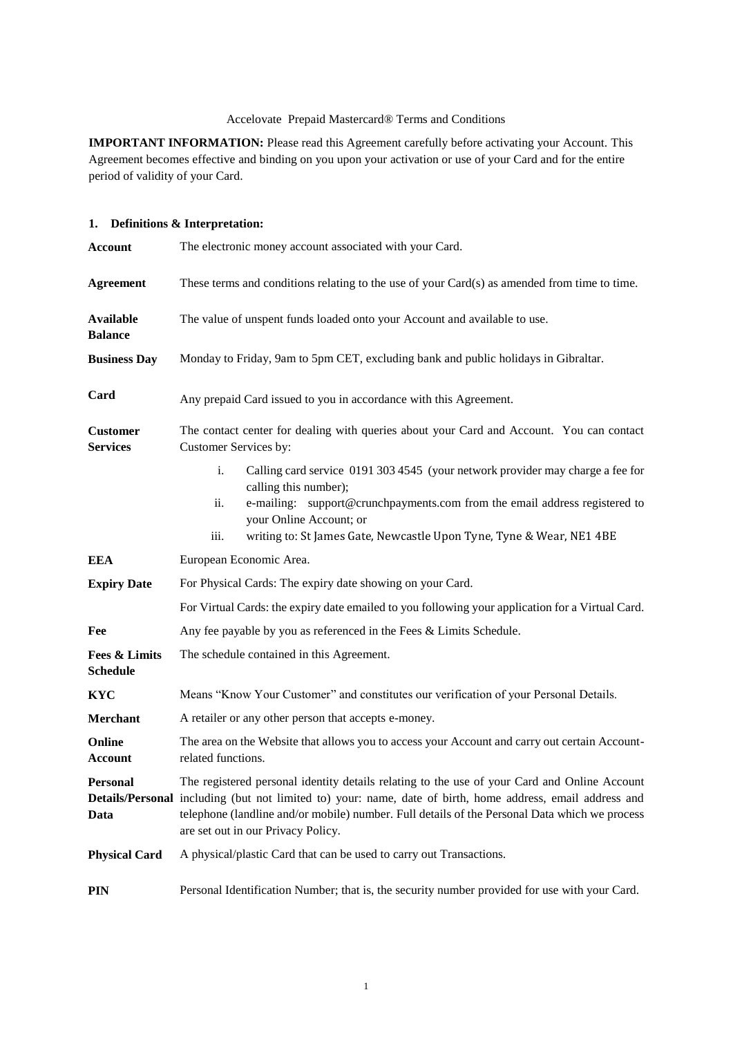Accelovate Prepaid Mastercard® Terms and Conditions

**IMPORTANT INFORMATION:** Please read this Agreement carefully before activating your Account. This Agreement becomes effective and binding on you upon your activation or use of your Card and for the entire period of validity of your Card.

## 1. Definitions & Interpretation:

| | |
|---|---|
| **Account** | The electronic money account associated with your Card. |
| **Agreement** | These terms and conditions relating to the use of your Card(s) as amended from time to time. |
| **Available Balance** | The value of unspent funds loaded onto your Account and available to use. |
| **Business Day** | Monday to Friday, 9am to 5pm CET, excluding bank and public holidays in Gibraltar. |
| **Card** | Any prepaid Card issued to you in accordance with this Agreement. |
| **Customer Services** | The contact center for dealing with queries about your Card and Account. You can contact Customer Services by:<br>i. Calling card service 0191 303 4545 (your network provider may charge a fee for calling this number);<br>ii. e-mailing: support@crunchpayments.com from the email address registered to your Online Account; or<br>iii. writing to: St James Gate, Newcastle Upon Tyne, Tyne & Wear, NE1 4BE |
| **EEA** | European Economic Area. |
| **Expiry Date** | For Physical Cards: The expiry date showing on your Card.<br>For Virtual Cards: the expiry date emailed to you following your application for a Virtual Card. |
| **Fee** | Any fee payable by you as referenced in the Fees & Limits Schedule. |
| **Fees & Limits Schedule** | The schedule contained in this Agreement. |
| **KYC** | Means "Know Your Customer" and constitutes our verification of your Personal Details. |
| **Merchant** | A retailer or any other person that accepts e-money. |
| **Online Account** | The area on the Website that allows you to access your Account and carry out certain Account-related functions. |
| **Personal Details/Personal Data** | The registered personal identity details relating to the use of your Card and Online Account including (but not limited to) your: name, date of birth, home address, email address and telephone (landline and/or mobile) number. Full details of the Personal Data which we process are set out in our Privacy Policy. |
| **Physical Card** | A physical/plastic Card that can be used to carry out Transactions. |
| **PIN** | Personal Identification Number; that is, the security number provided for use with your Card. |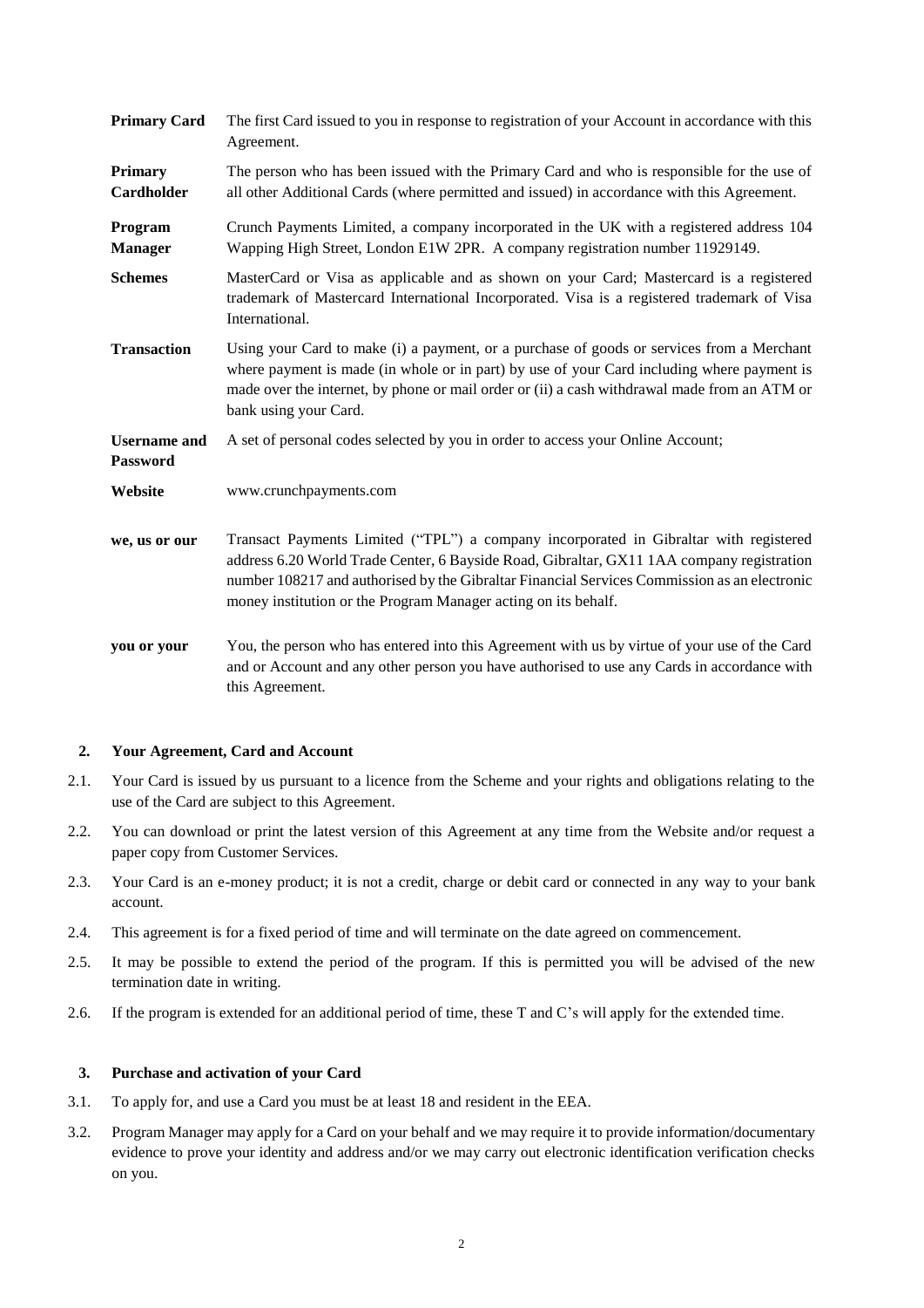| | |
|---|---|
| **Primary Card** | The first Card issued to you in response to registration of your Account in accordance with this Agreement. |
| **Primary Cardholder** | The person who has been issued with the Primary Card and who is responsible for the use of all other Additional Cards (where permitted and issued) in accordance with this Agreement. |
| **Program Manager** | Crunch Payments Limited, a company incorporated in the UK with a registered address 104 Wapping High Street, London E1W 2PR. A company registration number 11929149. |
| **Schemes** | MasterCard or Visa as applicable and as shown on your Card; Mastercard is a registered trademark of Mastercard International Incorporated. Visa is a registered trademark of Visa International. |
| **Transaction** | Using your Card to make (i) a payment, or a purchase of goods or services from a Merchant where payment is made (in whole or in part) by use of your Card including where payment is made over the internet, by phone or mail order or (ii) a cash withdrawal made from an ATM or bank using your Card. |
| **Username and Password** | A set of personal codes selected by you in order to access your Online Account; |
| **Website** | www.crunchpayments.com |
| **we, us or our** | Transact Payments Limited ("TPL") a company incorporated in Gibraltar with registered address 6.20 World Trade Center, 6 Bayside Road, Gibraltar, GX11 1AA company registration number 108217 and authorised by the Gibraltar Financial Services Commission as an electronic money institution or the Program Manager acting on its behalf. |
| **you or your** | You, the person who has entered into this Agreement with us by virtue of your use of the Card and or Account and any other person you have authorised to use any Cards in accordance with this Agreement. |

## 2. Your Agreement, Card and Account

2.1. Your Card is issued by us pursuant to a licence from the Scheme and your rights and obligations relating to the use of the Card are subject to this Agreement.

2.2. You can download or print the latest version of this Agreement at any time from the Website and/or request a paper copy from Customer Services.

2.3. Your Card is an e-money product; it is not a credit, charge or debit card or connected in any way to your bank account.

2.4. This agreement is for a fixed period of time and will terminate on the date agreed on commencement.

2.5. It may be possible to extend the period of the program. If this is permitted you will be advised of the new termination date in writing.

2.6. If the program is extended for an additional period of time, these T and C's will apply for the extended time.

## 3. Purchase and activation of your Card

3.1. To apply for, and use a Card you must be at least 18 and resident in the EEA.

3.2. Program Manager may apply for a Card on your behalf and we may require it to provide information/documentary evidence to prove your identity and address and/or we may carry out electronic identification verification checks on you.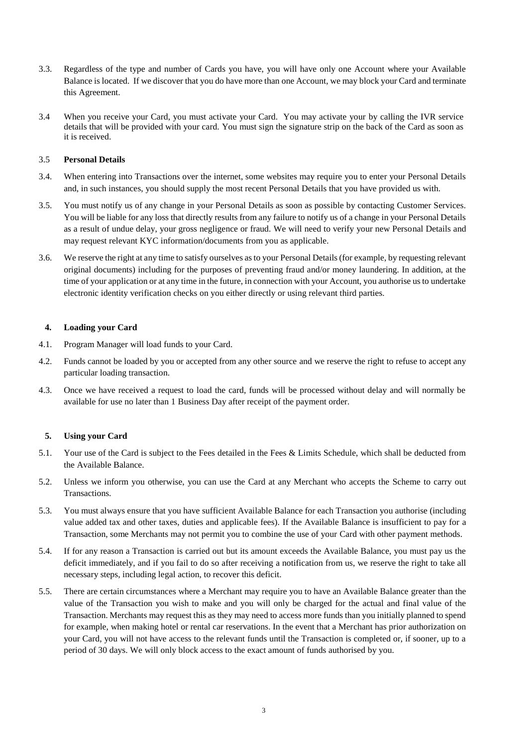3.3. Regardless of the type and number of Cards you have, you will have only one Account where your Available Balance is located. If we discover that you do have more than one Account, we may block your Card and terminate this Agreement.

3.4 When you receive your Card, you must activate your Card. You may activate your by calling the IVR service details that will be provided with your card. You must sign the signature strip on the back of the Card as soon as it is received.

3.5 **Personal Details**

3.4. When entering into Transactions over the internet, some websites may require you to enter your Personal Details and, in such instances, you should supply the most recent Personal Details that you have provided us with.

3.5. You must notify us of any change in your Personal Details as soon as possible by contacting Customer Services. You will be liable for any loss that directly results from any failure to notify us of a change in your Personal Details as a result of undue delay, your gross negligence or fraud. We will need to verify your new Personal Details and may request relevant KYC information/documents from you as applicable.

3.6. We reserve the right at any time to satisfy ourselves as to your Personal Details (for example, by requesting relevant original documents) including for the purposes of preventing fraud and/or money laundering. In addition, at the time of your application or at any time in the future, in connection with your Account, you authorise us to undertake electronic identity verification checks on you either directly or using relevant third parties.

## 4. Loading your Card

4.1. Program Manager will load funds to your Card.

4.2. Funds cannot be loaded by you or accepted from any other source and we reserve the right to refuse to accept any particular loading transaction.

4.3. Once we have received a request to load the card, funds will be processed without delay and will normally be available for use no later than 1 Business Day after receipt of the payment order.

## 5. Using your Card

5.1. Your use of the Card is subject to the Fees detailed in the Fees & Limits Schedule, which shall be deducted from the Available Balance.

5.2. Unless we inform you otherwise, you can use the Card at any Merchant who accepts the Scheme to carry out Transactions.

5.3. You must always ensure that you have sufficient Available Balance for each Transaction you authorise (including value added tax and other taxes, duties and applicable fees). If the Available Balance is insufficient to pay for a Transaction, some Merchants may not permit you to combine the use of your Card with other payment methods.

5.4. If for any reason a Transaction is carried out but its amount exceeds the Available Balance, you must pay us the deficit immediately, and if you fail to do so after receiving a notification from us, we reserve the right to take all necessary steps, including legal action, to recover this deficit.

5.5. There are certain circumstances where a Merchant may require you to have an Available Balance greater than the value of the Transaction you wish to make and you will only be charged for the actual and final value of the Transaction. Merchants may request this as they may need to access more funds than you initially planned to spend for example, when making hotel or rental car reservations. In the event that a Merchant has prior authorization on your Card, you will not have access to the relevant funds until the Transaction is completed or, if sooner, up to a period of 30 days. We will only block access to the exact amount of funds authorised by you.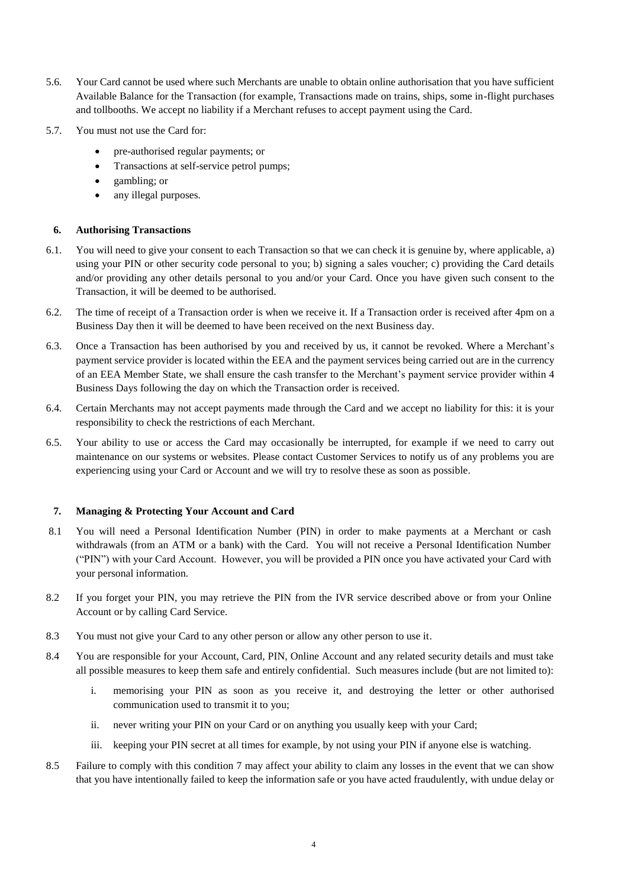5.6. Your Card cannot be used where such Merchants are unable to obtain online authorisation that you have sufficient Available Balance for the Transaction (for example, Transactions made on trains, ships, some in-flight purchases and tollbooths. We accept no liability if a Merchant refuses to accept payment using the Card.

5.7. You must not use the Card for:

- pre-authorised regular payments; or
- Transactions at self-service petrol pumps;
- gambling; or
- any illegal purposes.

## 6. Authorising Transactions

6.1. You will need to give your consent to each Transaction so that we can check it is genuine by, where applicable, a) using your PIN or other security code personal to you; b) signing a sales voucher; c) providing the Card details and/or providing any other details personal to you and/or your Card. Once you have given such consent to the Transaction, it will be deemed to be authorised.

6.2. The time of receipt of a Transaction order is when we receive it. If a Transaction order is received after 4pm on a Business Day then it will be deemed to have been received on the next Business day.

6.3. Once a Transaction has been authorised by you and received by us, it cannot be revoked. Where a Merchant's payment service provider is located within the EEA and the payment services being carried out are in the currency of an EEA Member State, we shall ensure the cash transfer to the Merchant's payment service provider within 4 Business Days following the day on which the Transaction order is received.

6.4. Certain Merchants may not accept payments made through the Card and we accept no liability for this: it is your responsibility to check the restrictions of each Merchant.

6.5. Your ability to use or access the Card may occasionally be interrupted, for example if we need to carry out maintenance on our systems or websites. Please contact Customer Services to notify us of any problems you are experiencing using your Card or Account and we will try to resolve these as soon as possible.

## 7. Managing & Protecting Your Account and Card

8.1 You will need a Personal Identification Number (PIN) in order to make payments at a Merchant or cash withdrawals (from an ATM or a bank) with the Card. You will not receive a Personal Identification Number ("PIN") with your Card Account. However, you will be provided a PIN once you have activated your Card with your personal information.

8.2 If you forget your PIN, you may retrieve the PIN from the IVR service described above or from your Online Account or by calling Card Service.

8.3 You must not give your Card to any other person or allow any other person to use it.

8.4 You are responsible for your Account, Card, PIN, Online Account and any related security details and must take all possible measures to keep them safe and entirely confidential. Such measures include (but are not limited to):

i. memorising your PIN as soon as you receive it, and destroying the letter or other authorised communication used to transmit it to you;

ii. never writing your PIN on your Card or on anything you usually keep with your Card;

iii. keeping your PIN secret at all times for example, by not using your PIN if anyone else is watching.

8.5 Failure to comply with this condition 7 may affect your ability to claim any losses in the event that we can show that you have intentionally failed to keep the information safe or you have acted fraudulently, with undue delay or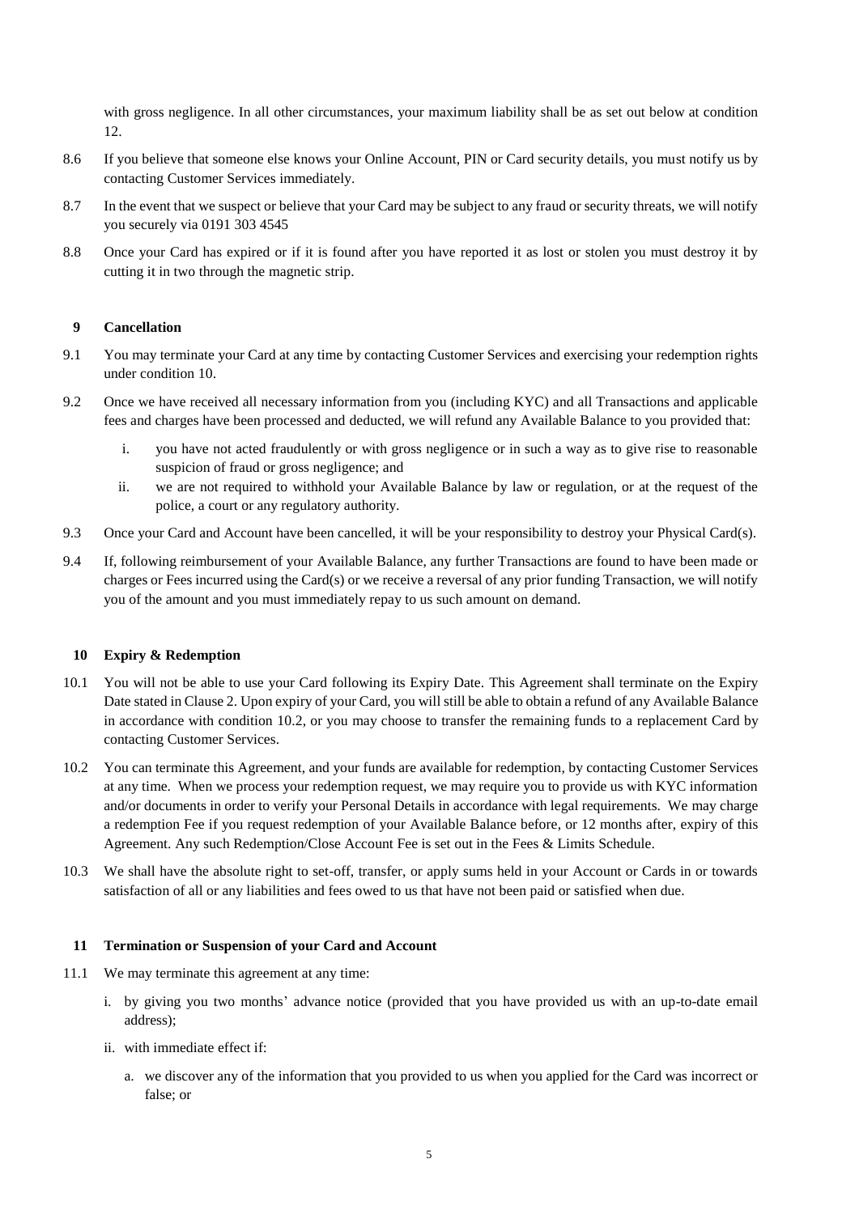with gross negligence. In all other circumstances, your maximum liability shall be as set out below at condition 12.

8.6 If you believe that someone else knows your Online Account, PIN or Card security details, you must notify us by contacting Customer Services immediately.

8.7 In the event that we suspect or believe that your Card may be subject to any fraud or security threats, we will notify you securely via 0191 303 4545

8.8 Once your Card has expired or if it is found after you have reported it as lost or stolen you must destroy it by cutting it in two through the magnetic strip.

## 9 Cancellation

9.1 You may terminate your Card at any time by contacting Customer Services and exercising your redemption rights under condition 10.

9.2 Once we have received all necessary information from you (including KYC) and all Transactions and applicable fees and charges have been processed and deducted, we will refund any Available Balance to you provided that:

- i. you have not acted fraudulently or with gross negligence or in such a way as to give rise to reasonable suspicion of fraud or gross negligence; and
- ii. we are not required to withhold your Available Balance by law or regulation, or at the request of the police, a court or any regulatory authority.

9.3 Once your Card and Account have been cancelled, it will be your responsibility to destroy your Physical Card(s).

9.4 If, following reimbursement of your Available Balance, any further Transactions are found to have been made or charges or Fees incurred using the Card(s) or we receive a reversal of any prior funding Transaction, we will notify you of the amount and you must immediately repay to us such amount on demand.

## 10 Expiry & Redemption

10.1 You will not be able to use your Card following its Expiry Date. This Agreement shall terminate on the Expiry Date stated in Clause 2. Upon expiry of your Card, you will still be able to obtain a refund of any Available Balance in accordance with condition 10.2, or you may choose to transfer the remaining funds to a replacement Card by contacting Customer Services.

10.2 You can terminate this Agreement, and your funds are available for redemption, by contacting Customer Services at any time. When we process your redemption request, we may require you to provide us with KYC information and/or documents in order to verify your Personal Details in accordance with legal requirements. We may charge a redemption Fee if you request redemption of your Available Balance before, or 12 months after, expiry of this Agreement. Any such Redemption/Close Account Fee is set out in the Fees & Limits Schedule.

10.3 We shall have the absolute right to set-off, transfer, or apply sums held in your Account or Cards in or towards satisfaction of all or any liabilities and fees owed to us that have not been paid or satisfied when due.

## 11 Termination or Suspension of your Card and Account

11.1 We may terminate this agreement at any time:

- i. by giving you two months' advance notice (provided that you have provided us with an up-to-date email address);
- ii. with immediate effect if:
  - a. we discover any of the information that you provided to us when you applied for the Card was incorrect or false; or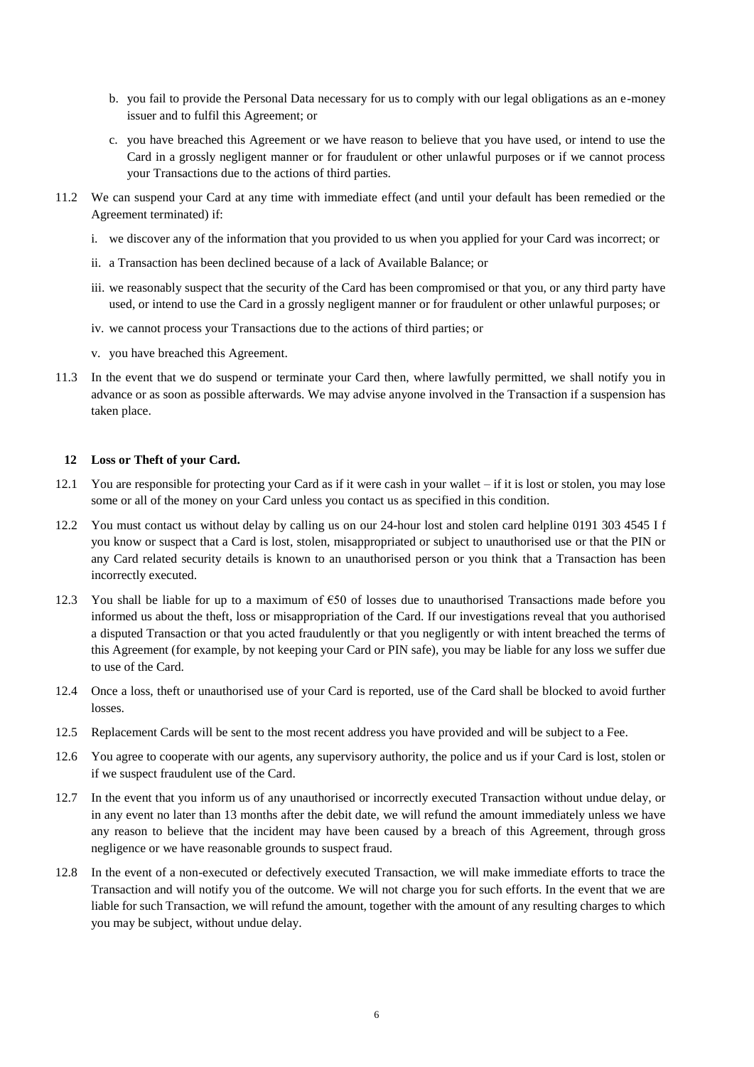b. you fail to provide the Personal Data necessary for us to comply with our legal obligations as an e-money issuer and to fulfil this Agreement; or

c. you have breached this Agreement or we have reason to believe that you have used, or intend to use the Card in a grossly negligent manner or for fraudulent or other unlawful purposes or if we cannot process your Transactions due to the actions of third parties.

11.2 We can suspend your Card at any time with immediate effect (and until your default has been remedied or the Agreement terminated) if:

i. we discover any of the information that you provided to us when you applied for your Card was incorrect; or

ii. a Transaction has been declined because of a lack of Available Balance; or

iii. we reasonably suspect that the security of the Card has been compromised or that you, or any third party have used, or intend to use the Card in a grossly negligent manner or for fraudulent or other unlawful purposes; or

iv. we cannot process your Transactions due to the actions of third parties; or

v. you have breached this Agreement.

11.3 In the event that we do suspend or terminate your Card then, where lawfully permitted, we shall notify you in advance or as soon as possible afterwards. We may advise anyone involved in the Transaction if a suspension has taken place.

## 12 Loss or Theft of your Card.

12.1 You are responsible for protecting your Card as if it were cash in your wallet – if it is lost or stolen, you may lose some or all of the money on your Card unless you contact us as specified in this condition.

12.2 You must contact us without delay by calling us on our 24-hour lost and stolen card helpline 0191 303 4545 I f you know or suspect that a Card is lost, stolen, misappropriated or subject to unauthorised use or that the PIN or any Card related security details is known to an unauthorised person or you think that a Transaction has been incorrectly executed.

12.3 You shall be liable for up to a maximum of €50 of losses due to unauthorised Transactions made before you informed us about the theft, loss or misappropriation of the Card. If our investigations reveal that you authorised a disputed Transaction or that you acted fraudulently or that you negligently or with intent breached the terms of this Agreement (for example, by not keeping your Card or PIN safe), you may be liable for any loss we suffer due to use of the Card.

12.4 Once a loss, theft or unauthorised use of your Card is reported, use of the Card shall be blocked to avoid further losses.

12.5 Replacement Cards will be sent to the most recent address you have provided and will be subject to a Fee.

12.6 You agree to cooperate with our agents, any supervisory authority, the police and us if your Card is lost, stolen or if we suspect fraudulent use of the Card.

12.7 In the event that you inform us of any unauthorised or incorrectly executed Transaction without undue delay, or in any event no later than 13 months after the debit date, we will refund the amount immediately unless we have any reason to believe that the incident may have been caused by a breach of this Agreement, through gross negligence or we have reasonable grounds to suspect fraud.

12.8 In the event of a non-executed or defectively executed Transaction, we will make immediate efforts to trace the Transaction and will notify you of the outcome. We will not charge you for such efforts. In the event that we are liable for such Transaction, we will refund the amount, together with the amount of any resulting charges to which you may be subject, without undue delay.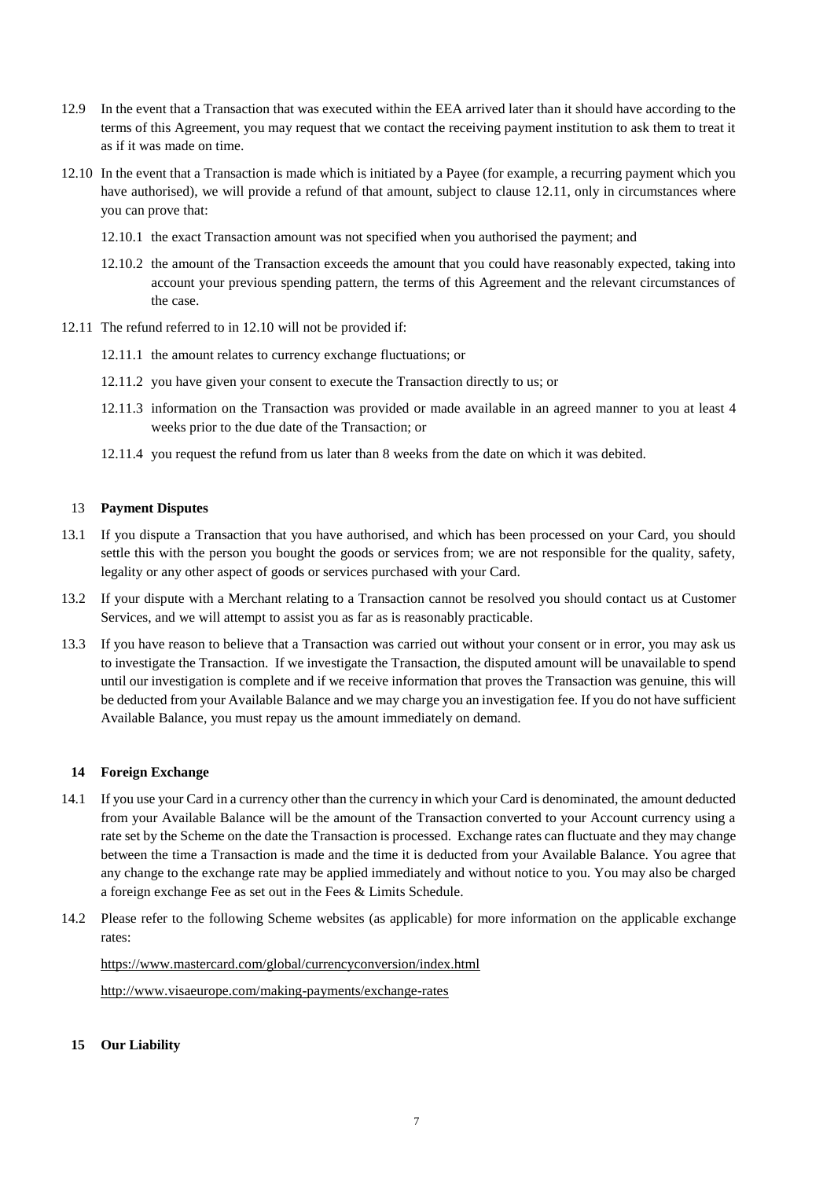12.9 In the event that a Transaction that was executed within the EEA arrived later than it should have according to the terms of this Agreement, you may request that we contact the receiving payment institution to ask them to treat it as if it was made on time.

12.10 In the event that a Transaction is made which is initiated by a Payee (for example, a recurring payment which you have authorised), we will provide a refund of that amount, subject to clause 12.11, only in circumstances where you can prove that:

12.10.1 the exact Transaction amount was not specified when you authorised the payment; and

12.10.2 the amount of the Transaction exceeds the amount that you could have reasonably expected, taking into account your previous spending pattern, the terms of this Agreement and the relevant circumstances of the case.

12.11 The refund referred to in 12.10 will not be provided if:

12.11.1 the amount relates to currency exchange fluctuations; or

12.11.2 you have given your consent to execute the Transaction directly to us; or

12.11.3 information on the Transaction was provided or made available in an agreed manner to you at least 4 weeks prior to the due date of the Transaction; or

12.11.4 you request the refund from us later than 8 weeks from the date on which it was debited.

## 13 Payment Disputes

13.1 If you dispute a Transaction that you have authorised, and which has been processed on your Card, you should settle this with the person you bought the goods or services from; we are not responsible for the quality, safety, legality or any other aspect of goods or services purchased with your Card.

13.2 If your dispute with a Merchant relating to a Transaction cannot be resolved you should contact us at Customer Services, and we will attempt to assist you as far as is reasonably practicable.

13.3 If you have reason to believe that a Transaction was carried out without your consent or in error, you may ask us to investigate the Transaction. If we investigate the Transaction, the disputed amount will be unavailable to spend until our investigation is complete and if we receive information that proves the Transaction was genuine, this will be deducted from your Available Balance and we may charge you an investigation fee. If you do not have sufficient Available Balance, you must repay us the amount immediately on demand.

## 14 Foreign Exchange

14.1 If you use your Card in a currency other than the currency in which your Card is denominated, the amount deducted from your Available Balance will be the amount of the Transaction converted to your Account currency using a rate set by the Scheme on the date the Transaction is processed. Exchange rates can fluctuate and they may change between the time a Transaction is made and the time it is deducted from your Available Balance. You agree that any change to the exchange rate may be applied immediately and without notice to you. You may also be charged a foreign exchange Fee as set out in the Fees & Limits Schedule.

14.2 Please refer to the following Scheme websites (as applicable) for more information on the applicable exchange rates:

https://www.mastercard.com/global/currencyconversion/index.html

http://www.visaeurope.com/making-payments/exchange-rates

## 15 Our Liability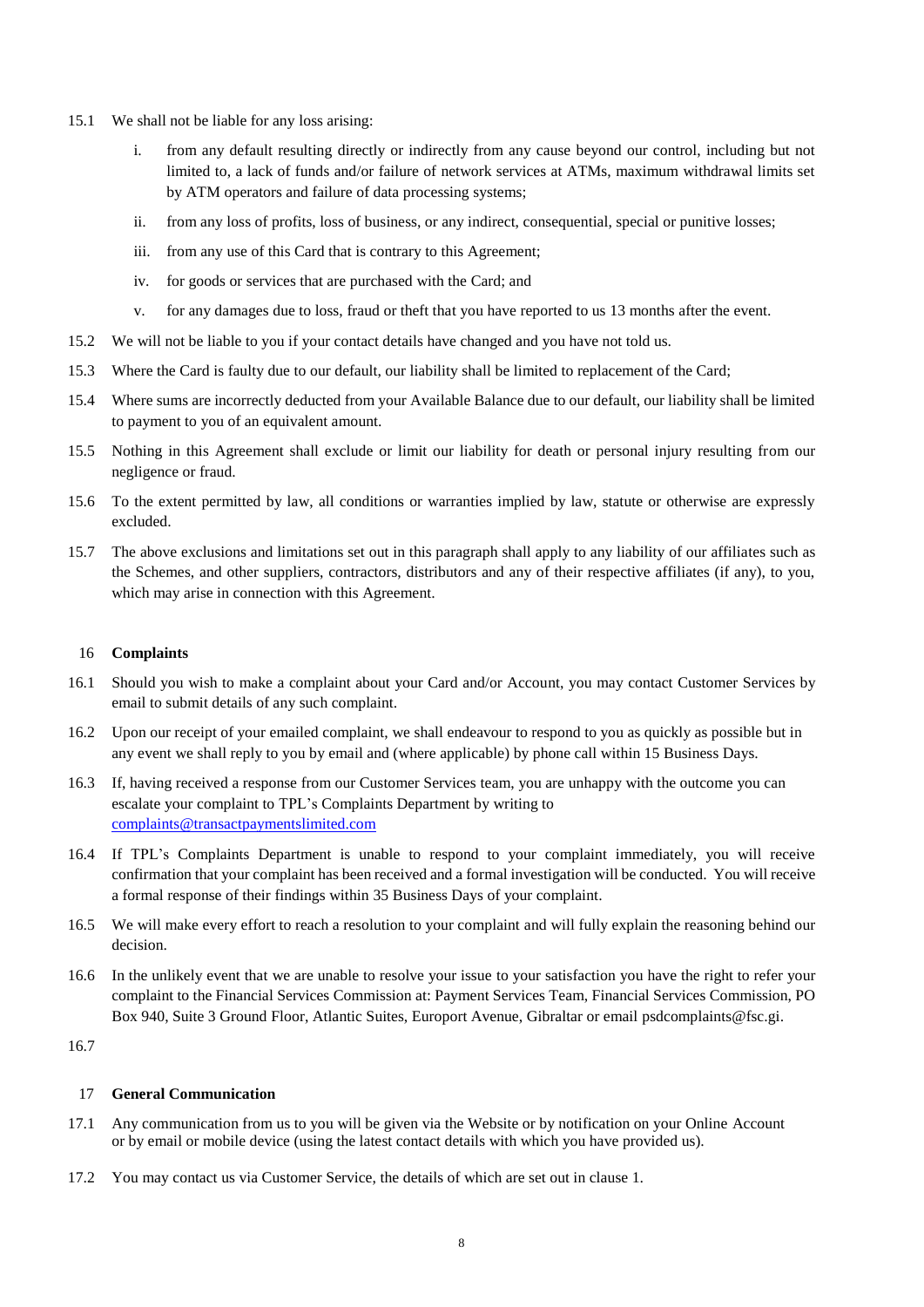15.1 We shall not be liable for any loss arising:

   i. from any default resulting directly or indirectly from any cause beyond our control, including but not limited to, a lack of funds and/or failure of network services at ATMs, maximum withdrawal limits set by ATM operators and failure of data processing systems;

   ii. from any loss of profits, loss of business, or any indirect, consequential, special or punitive losses;

   iii. from any use of this Card that is contrary to this Agreement;

   iv. for goods or services that are purchased with the Card; and

   v. for any damages due to loss, fraud or theft that you have reported to us 13 months after the event.

15.2 We will not be liable to you if your contact details have changed and you have not told us.

15.3 Where the Card is faulty due to our default, our liability shall be limited to replacement of the Card;

15.4 Where sums are incorrectly deducted from your Available Balance due to our default, our liability shall be limited to payment to you of an equivalent amount.

15.5 Nothing in this Agreement shall exclude or limit our liability for death or personal injury resulting from our negligence or fraud.

15.6 To the extent permitted by law, all conditions or warranties implied by law, statute or otherwise are expressly excluded.

15.7 The above exclusions and limitations set out in this paragraph shall apply to any liability of our affiliates such as the Schemes, and other suppliers, contractors, distributors and any of their respective affiliates (if any), to you, which may arise in connection with this Agreement.

## 16 Complaints

16.1 Should you wish to make a complaint about your Card and/or Account, you may contact Customer Services by email to submit details of any such complaint.

16.2 Upon our receipt of your emailed complaint, we shall endeavour to respond to you as quickly as possible but in any event we shall reply to you by email and (where applicable) by phone call within 15 Business Days.

16.3 If, having received a response from our Customer Services team, you are unhappy with the outcome you can escalate your complaint to TPL's Complaints Department by writing to complaints@transactpaymentslimited.com

16.4 If TPL's Complaints Department is unable to respond to your complaint immediately, you will receive confirmation that your complaint has been received and a formal investigation will be conducted. You will receive a formal response of their findings within 35 Business Days of your complaint.

16.5 We will make every effort to reach a resolution to your complaint and will fully explain the reasoning behind our decision.

16.6 In the unlikely event that we are unable to resolve your issue to your satisfaction you have the right to refer your complaint to the Financial Services Commission at: Payment Services Team, Financial Services Commission, PO Box 940, Suite 3 Ground Floor, Atlantic Suites, Europort Avenue, Gibraltar or email psdcomplaints@fsc.gi.

16.7

## 17 General Communication

17.1 Any communication from us to you will be given via the Website or by notification on your Online Account or by email or mobile device (using the latest contact details with which you have provided us).

17.2 You may contact us via Customer Service, the details of which are set out in clause 1.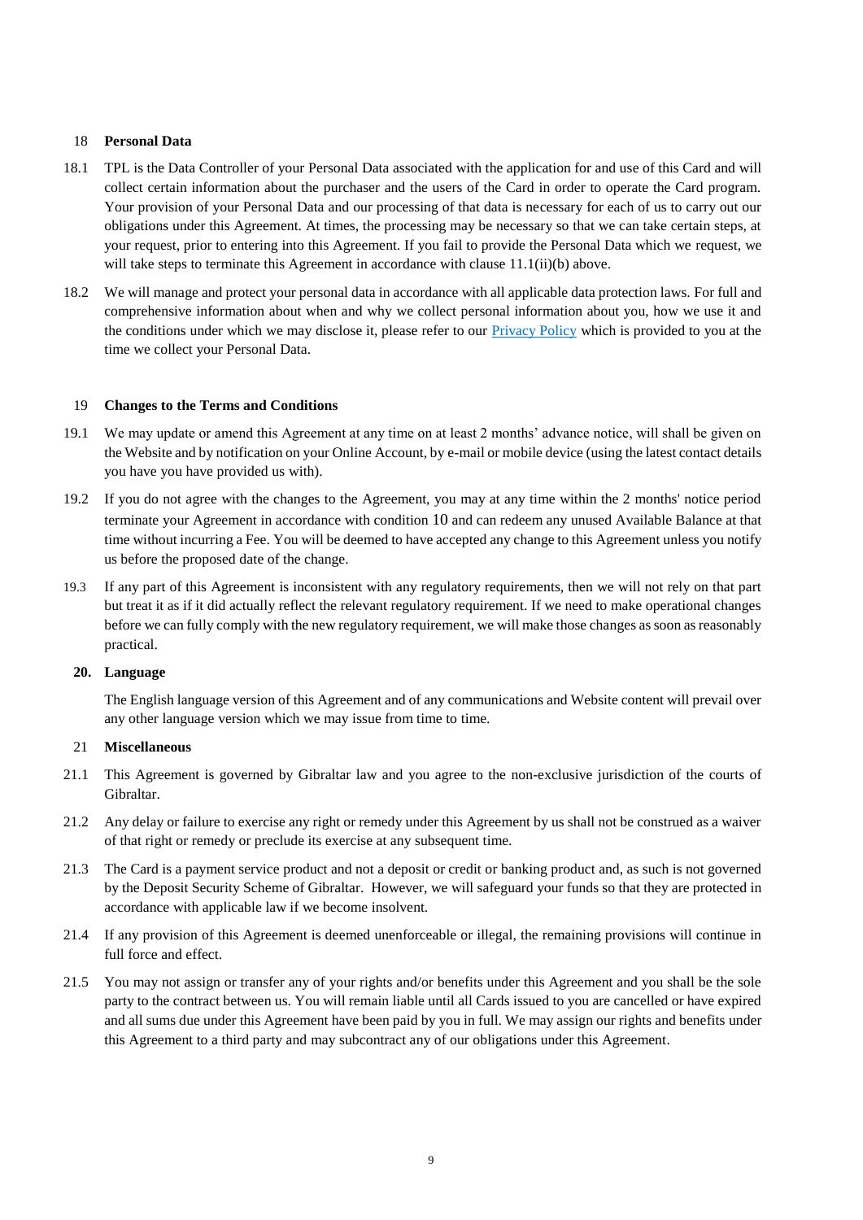## 18 Personal Data

18.1 TPL is the Data Controller of your Personal Data associated with the application for and use of this Card and will collect certain information about the purchaser and the users of the Card in order to operate the Card program. Your provision of your Personal Data and our processing of that data is necessary for each of us to carry out our obligations under this Agreement. At times, the processing may be necessary so that we can take certain steps, at your request, prior to entering into this Agreement. If you fail to provide the Personal Data which we request, we will take steps to terminate this Agreement in accordance with clause 11.1(ii)(b) above.

18.2 We will manage and protect your personal data in accordance with all applicable data protection laws. For full and comprehensive information about when and why we collect personal information about you, how we use it and the conditions under which we may disclose it, please refer to our Privacy Policy which is provided to you at the time we collect your Personal Data.

## 19 Changes to the Terms and Conditions

19.1 We may update or amend this Agreement at any time on at least 2 months' advance notice, will shall be given on the Website and by notification on your Online Account, by e-mail or mobile device (using the latest contact details you have you have provided us with).

19.2 If you do not agree with the changes to the Agreement, you may at any time within the 2 months' notice period terminate your Agreement in accordance with condition 10 and can redeem any unused Available Balance at that time without incurring a Fee. You will be deemed to have accepted any change to this Agreement unless you notify us before the proposed date of the change.

19.3 If any part of this Agreement is inconsistent with any regulatory requirements, then we will not rely on that part but treat it as if it did actually reflect the relevant regulatory requirement. If we need to make operational changes before we can fully comply with the new regulatory requirement, we will make those changes as soon as reasonably practical.

## 20. Language

The English language version of this Agreement and of any communications and Website content will prevail over any other language version which we may issue from time to time.

## 21 Miscellaneous

21.1 This Agreement is governed by Gibraltar law and you agree to the non-exclusive jurisdiction of the courts of Gibraltar.

21.2 Any delay or failure to exercise any right or remedy under this Agreement by us shall not be construed as a waiver of that right or remedy or preclude its exercise at any subsequent time.

21.3 The Card is a payment service product and not a deposit or credit or banking product and, as such is not governed by the Deposit Security Scheme of Gibraltar. However, we will safeguard your funds so that they are protected in accordance with applicable law if we become insolvent.

21.4 If any provision of this Agreement is deemed unenforceable or illegal, the remaining provisions will continue in full force and effect.

21.5 You may not assign or transfer any of your rights and/or benefits under this Agreement and you shall be the sole party to the contract between us. You will remain liable until all Cards issued to you are cancelled or have expired and all sums due under this Agreement have been paid by you in full. We may assign our rights and benefits under this Agreement to a third party and may subcontract any of our obligations under this Agreement.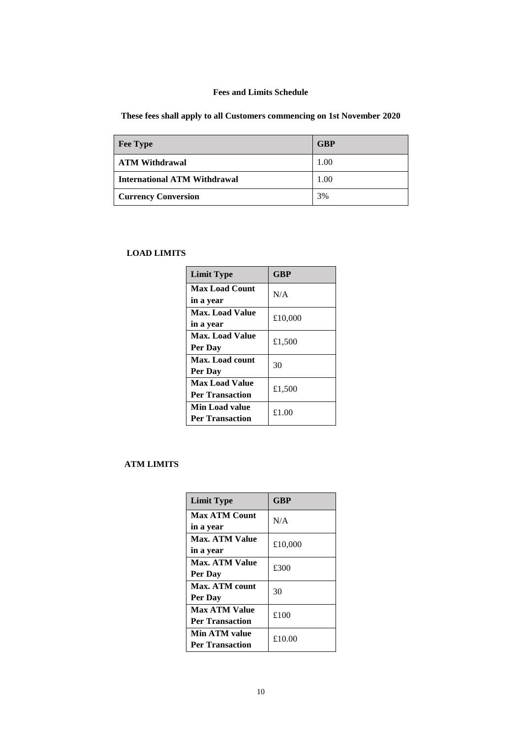# Fees and Limits Schedule

**These fees shall apply to all Customers commencing on 1st November 2020**

| Fee Type | GBP |
|---|---|
| **ATM Withdrawal** | 1.00 |
| **International ATM Withdrawal** | 1.00 |
| **Currency Conversion** | 3% |

## LOAD LIMITS

| Limit Type | GBP |
|---|---|
| **Max Load Count in a year** | N/A |
| **Max. Load Value in a year** | £10,000 |
| **Max. Load Value Per Day** | £1,500 |
| **Max. Load count Per Day** | 30 |
| **Max Load Value Per Transaction** | £1,500 |
| **Min Load value Per Transaction** | £1.00 |

## ATM LIMITS

| Limit Type | GBP |
|---|---|
| **Max ATM Count in a year** | N/A |
| **Max. ATM Value in a year** | £10,000 |
| **Max. ATM Value Per Day** | £300 |
| **Max. ATM count Per Day** | 30 |
| **Max ATM Value Per Transaction** | £100 |
| **Min ATM value Per Transaction** | £10.00 |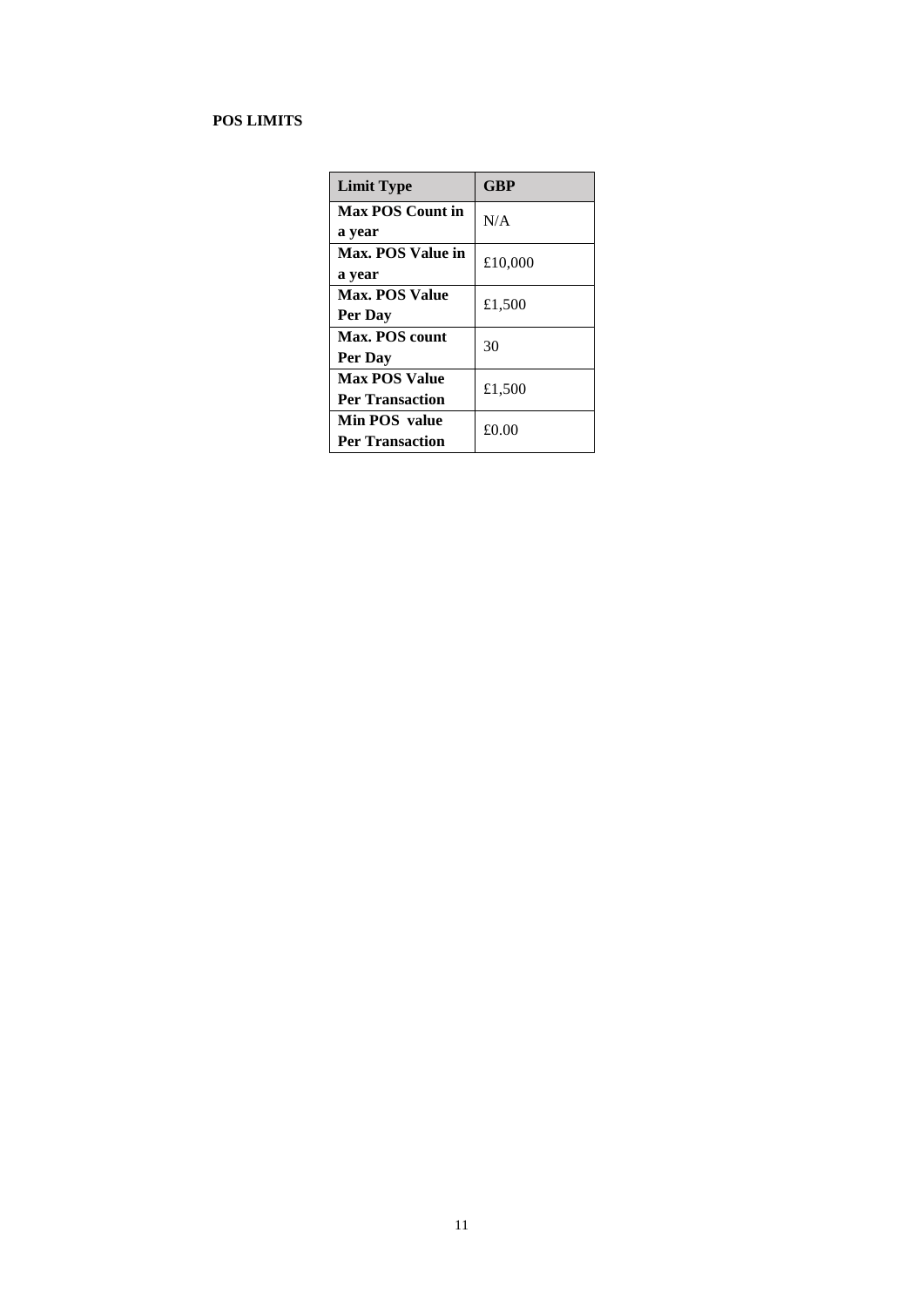**POS LIMITS**

| Limit Type | GBP |
|---|---|
| **Max POS Count in a year** | N/A |
| **Max. POS Value in a year** | £10,000 |
| **Max. POS Value Per Day** | £1,500 |
| **Max. POS count Per Day** | 30 |
| **Max POS Value Per Transaction** | £1,500 |
| **Min POS value Per Transaction** | £0.00 |